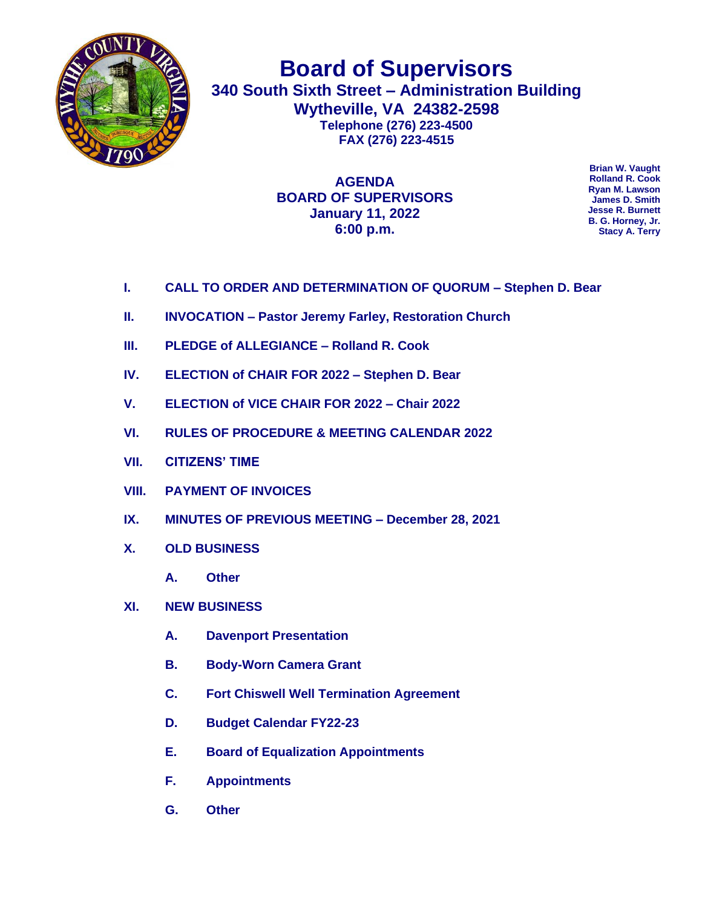# Board of Supervisors

## 340 South Sixth Street – Administration Building

## Wytheville, VA 24382-2598

**Telephone (276) 223-4500**
**FAX (276) 223-4515**

**Brian W. Vaught**
**Rolland R. Cook**
**Ryan M. Lawson**
**James D. Smith**
**Jesse R. Burnett**
**B. G. Horney, Jr.**
**Stacy A. Terry**

## AGENDA
## BOARD OF SUPERVISORS
## January 11, 2022
## 6:00 p.m.

**I.** **CALL TO ORDER AND DETERMINATION OF QUORUM – Stephen D. Bear**

**II.** **INVOCATION – Pastor Jeremy Farley, Restoration Church**

**III.** **PLEDGE of ALLEGIANCE – Rolland R. Cook**

**IV.** **ELECTION of CHAIR FOR 2022 – Stephen D. Bear**

**V.** **ELECTION of VICE CHAIR FOR 2022 – Chair 2022**

**VI.** **RULES OF PROCEDURE & MEETING CALENDAR 2022**

**VII.** **CITIZENS' TIME**

**VIII.** **PAYMENT OF INVOICES**

**IX.** **MINUTES OF PREVIOUS MEETING – December 28, 2021**

**X.** **OLD BUSINESS**

- **A.** **Other**

**XI.** **NEW BUSINESS**

- **A.** **Davenport Presentation**
- **B.** **Body-Worn Camera Grant**
- **C.** **Fort Chiswell Well Termination Agreement**
- **D.** **Budget Calendar FY22-23**
- **E.** **Board of Equalization Appointments**
- **F.** **Appointments**
- **G.** **Other**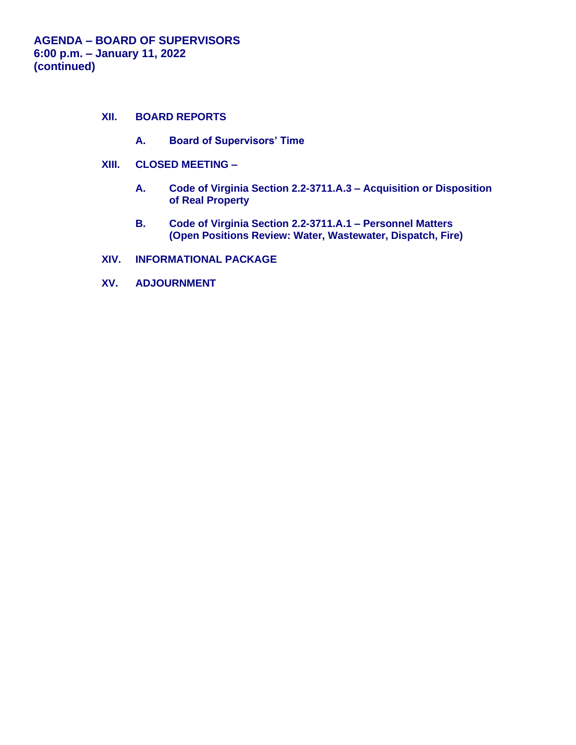**AGENDA – BOARD OF SUPERVISORS**
**6:00 p.m. – January 11, 2022**
**(continued)**

**XII. BOARD REPORTS**

**A. Board of Supervisors' Time**

**XIII. CLOSED MEETING –**

**A. Code of Virginia Section 2.2-3711.A.3 – Acquisition or Disposition of Real Property**

**B. Code of Virginia Section 2.2-3711.A.1 – Personnel Matters (Open Positions Review: Water, Wastewater, Dispatch, Fire)**

**XIV. INFORMATIONAL PACKAGE**

**XV. ADJOURNMENT**